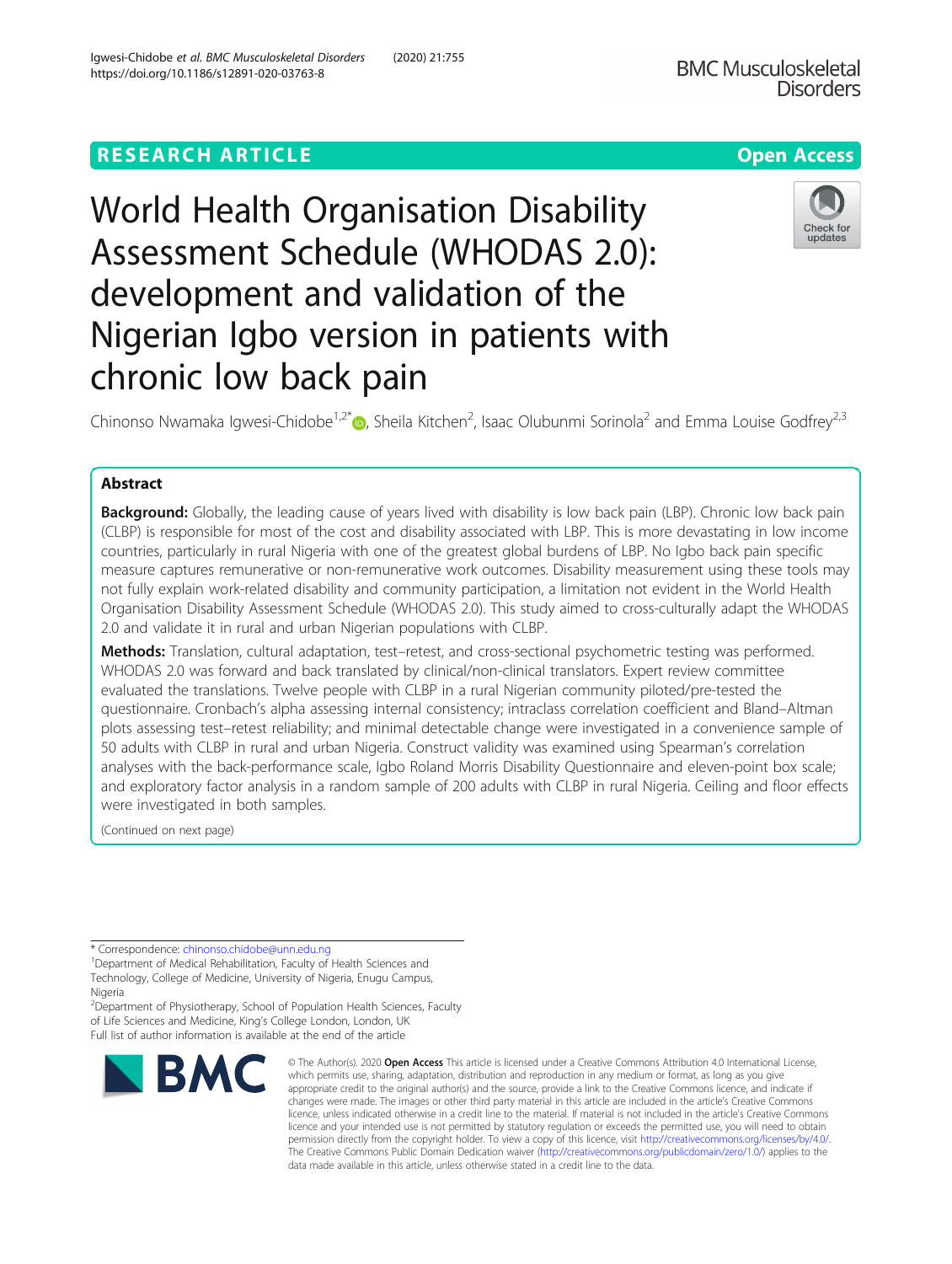RESEARCH ARTICLE

Open Access

# World Health Organisation Disability Assessment Schedule (WHODAS 2.0): development and validation of the Nigerian Igbo version in patients with chronic low back pain

Chinonso Nwamaka Igwesi-Chidobe[1,2*], Sheila Kitchen[2], Isaac Olubunmi Sorinola[2] and Emma Louise Godfrey[2,3]

## Abstract

**Background:** Globally, the leading cause of years lived with disability is low back pain (LBP). Chronic low back pain (CLBP) is responsible for most of the cost and disability associated with LBP. This is more devastating in low income countries, particularly in rural Nigeria with one of the greatest global burdens of LBP. No Igbo back pain specific measure captures remunerative or non-remunerative work outcomes. Disability measurement using these tools may not fully explain work-related disability and community participation, a limitation not evident in the World Health Organisation Disability Assessment Schedule (WHODAS 2.0). This study aimed to cross-culturally adapt the WHODAS 2.0 and validate it in rural and urban Nigerian populations with CLBP.

**Methods:** Translation, cultural adaptation, test–retest, and cross-sectional psychometric testing was performed. WHODAS 2.0 was forward and back translated by clinical/non-clinical translators. Expert review committee evaluated the translations. Twelve people with CLBP in a rural Nigerian community piloted/pre-tested the questionnaire. Cronbach's alpha assessing internal consistency; intraclass correlation coefficient and Bland–Altman plots assessing test–retest reliability; and minimal detectable change were investigated in a convenience sample of 50 adults with CLBP in rural and urban Nigeria. Construct validity was examined using Spearman's correlation analyses with the back-performance scale, Igbo Roland Morris Disability Questionnaire and eleven-point box scale; and exploratory factor analysis in a random sample of 200 adults with CLBP in rural Nigeria. Ceiling and floor effects were investigated in both samples.

(Continued on next page)

* Correspondence: chinonso.chidobe@unn.edu.ng
[1]Department of Medical Rehabilitation, Faculty of Health Sciences and Technology, College of Medicine, University of Nigeria, Enugu Campus, Nigeria
[2]Department of Physiotherapy, School of Population Health Sciences, Faculty of Life Sciences and Medicine, King's College London, London, UK
Full list of author information is available at the end of the article

© The Author(s). 2020 **Open Access** This article is licensed under a Creative Commons Attribution 4.0 International License, which permits use, sharing, adaptation, distribution and reproduction in any medium or format, as long as you give appropriate credit to the original author(s) and the source, provide a link to the Creative Commons licence, and indicate if changes were made. The images or other third party material in this article are included in the article's Creative Commons licence, unless indicated otherwise in a credit line to the material. If material is not included in the article's Creative Commons licence and your intended use is not permitted by statutory regulation or exceeds the permitted use, you will need to obtain permission directly from the copyright holder. To view a copy of this licence, visit http://creativecommons.org/licenses/by/4.0/. The Creative Commons Public Domain Dedication waiver (http://creativecommons.org/publicdomain/zero/1.0/) applies to the data made available in this article, unless otherwise stated in a credit line to the data.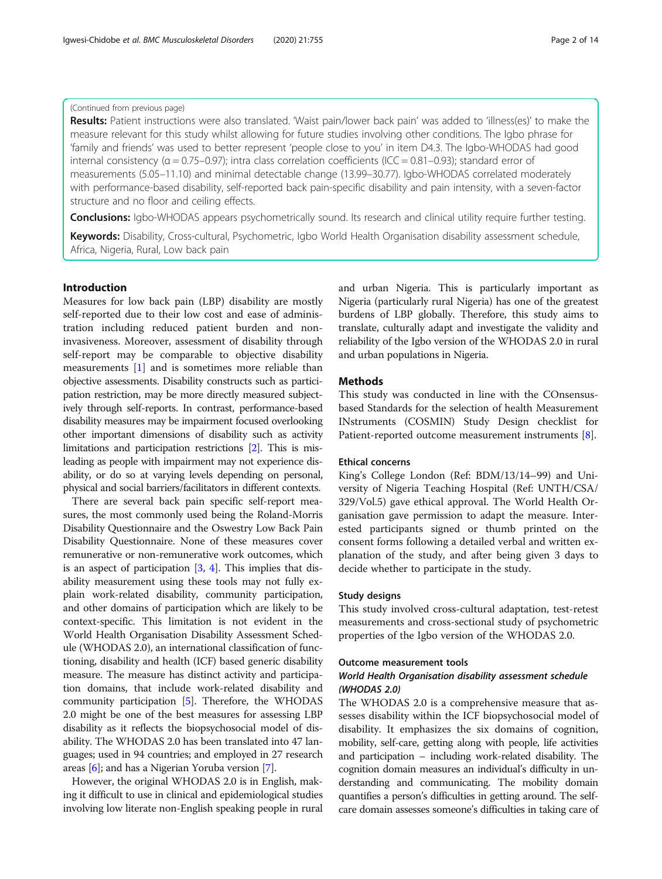(Continued from previous page)

**Results:** Patient instructions were also translated. 'Waist pain/lower back pain' was added to 'illness(es)' to make the measure relevant for this study whilst allowing for future studies involving other conditions. The Igbo phrase for 'family and friends' was used to better represent 'people close to you' in item D4.3. The Igbo-WHODAS had good internal consistency (α = 0.75–0.97); intra class correlation coefficients (ICC = 0.81–0.93); standard error of measurements (5.05–11.10) and minimal detectable change (13.99–30.77). Igbo-WHODAS correlated moderately with performance-based disability, self-reported back pain-specific disability and pain intensity, with a seven-factor structure and no floor and ceiling effects.

**Conclusions:** Igbo-WHODAS appears psychometrically sound. Its research and clinical utility require further testing.

**Keywords:** Disability, Cross-cultural, Psychometric, Igbo World Health Organisation disability assessment schedule, Africa, Nigeria, Rural, Low back pain

## Introduction

Measures for low back pain (LBP) disability are mostly self-reported due to their low cost and ease of administration including reduced patient burden and non-invasiveness. Moreover, assessment of disability through self-report may be comparable to objective disability measurements [1] and is sometimes more reliable than objective assessments. Disability constructs such as participation restriction, may be more directly measured subjectively through self-reports. In contrast, performance-based disability measures may be impairment focused overlooking other important dimensions of disability such as activity limitations and participation restrictions [2]. This is misleading as people with impairment may not experience disability, or do so at varying levels depending on personal, physical and social barriers/facilitators in different contexts.

There are several back pain specific self-report measures, the most commonly used being the Roland-Morris Disability Questionnaire and the Oswestry Low Back Pain Disability Questionnaire. None of these measures cover remunerative or non-remunerative work outcomes, which is an aspect of participation [3, 4]. This implies that disability measurement using these tools may not fully explain work-related disability, community participation, and other domains of participation which are likely to be context-specific. This limitation is not evident in the World Health Organisation Disability Assessment Schedule (WHODAS 2.0), an international classification of functioning, disability and health (ICF) based generic disability measure. The measure has distinct activity and participation domains, that include work-related disability and community participation [5]. Therefore, the WHODAS 2.0 might be one of the best measures for assessing LBP disability as it reflects the biopsychosocial model of disability. The WHODAS 2.0 has been translated into 47 languages; used in 94 countries; and employed in 27 research areas [6]; and has a Nigerian Yoruba version [7].

However, the original WHODAS 2.0 is in English, making it difficult to use in clinical and epidemiological studies involving low literate non-English speaking people in rural and urban Nigeria. This is particularly important as Nigeria (particularly rural Nigeria) has one of the greatest burdens of LBP globally. Therefore, this study aims to translate, culturally adapt and investigate the validity and reliability of the Igbo version of the WHODAS 2.0 in rural and urban populations in Nigeria.

## Methods

This study was conducted in line with the COnsensus-based Standards for the selection of health Measurement INstruments (COSMIN) Study Design checklist for Patient-reported outcome measurement instruments [8].

### Ethical concerns

King's College London (Ref: BDM/13/14–99) and University of Nigeria Teaching Hospital (Ref: UNTH/CSA/329/Vol.5) gave ethical approval. The World Health Organisation gave permission to adapt the measure. Interested participants signed or thumb printed on the consent forms following a detailed verbal and written explanation of the study, and after being given 3 days to decide whether to participate in the study.

### Study designs

This study involved cross-cultural adaptation, test-retest measurements and cross-sectional study of psychometric properties of the Igbo version of the WHODAS 2.0.

### Outcome measurement tools

#### *World Health Organisation disability assessment schedule (WHODAS 2.0)*

The WHODAS 2.0 is a comprehensive measure that assesses disability within the ICF biopsychosocial model of disability. It emphasizes the six domains of cognition, mobility, self-care, getting along with people, life activities and participation – including work-related disability. The cognition domain measures an individual's difficulty in understanding and communicating. The mobility domain quantifies a person's difficulties in getting around. The self-care domain assesses someone's difficulties in taking care of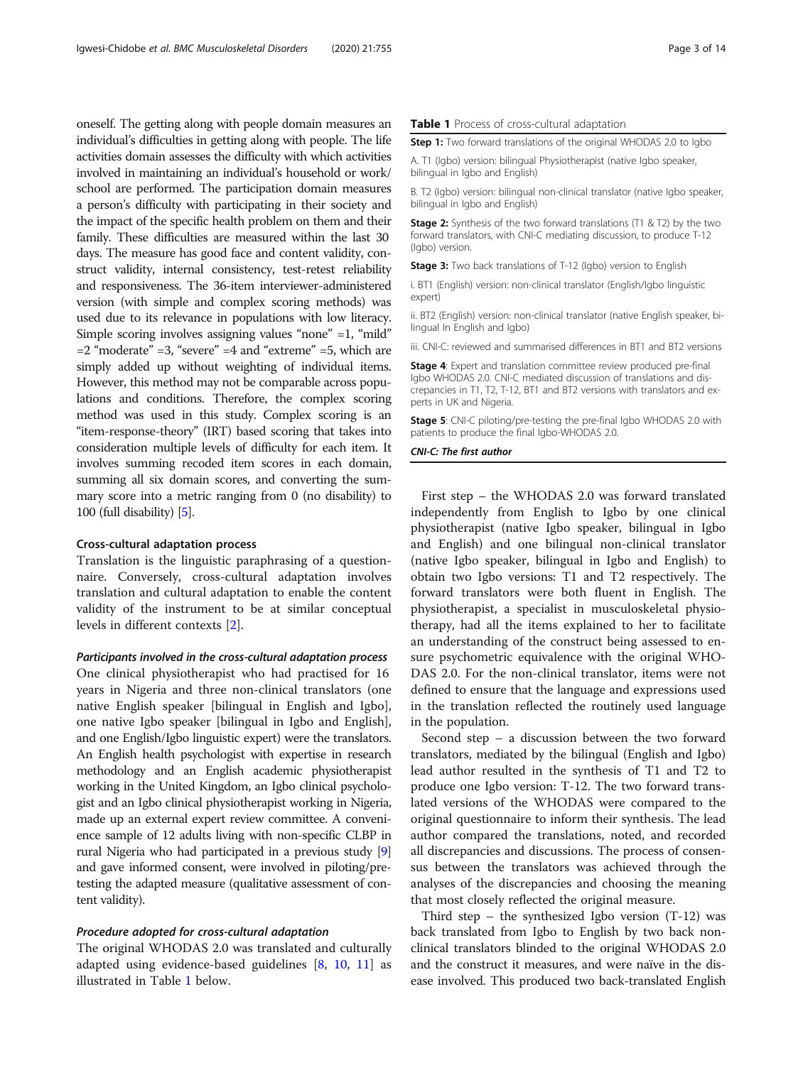oneself. The getting along with people domain measures an individual's difficulties in getting along with people. The life activities domain assesses the difficulty with which activities involved in maintaining an individual's household or work/school are performed. The participation domain measures a person's difficulty with participating in their society and the impact of the specific health problem on them and their family. These difficulties are measured within the last 30 days. The measure has good face and content validity, construct validity, internal consistency, test-retest reliability and responsiveness. The 36-item interviewer-administered version (with simple and complex scoring methods) was used due to its relevance in populations with low literacy. Simple scoring involves assigning values "none" =1, "mild" =2 "moderate" =3, "severe" =4 and "extreme" =5, which are simply added up without weighting of individual items. However, this method may not be comparable across populations and conditions. Therefore, the complex scoring method was used in this study. Complex scoring is an "item-response-theory" (IRT) based scoring that takes into consideration multiple levels of difficulty for each item. It involves summing recoded item scores in each domain, summing all six domain scores, and converting the summary score into a metric ranging from 0 (no disability) to 100 (full disability) [5].

### Cross-cultural adaptation process

Translation is the linguistic paraphrasing of a questionnaire. Conversely, cross-cultural adaptation involves translation and cultural adaptation to enable the content validity of the instrument to be at similar conceptual levels in different contexts [2].

#### *Participants involved in the cross-cultural adaptation process*

One clinical physiotherapist who had practised for 16 years in Nigeria and three non-clinical translators (one native English speaker [bilingual in English and Igbo], one native Igbo speaker [bilingual in Igbo and English], and one English/Igbo linguistic expert) were the translators. An English health psychologist with expertise in research methodology and an English academic physiotherapist working in the United Kingdom, an Igbo clinical psychologist and an Igbo clinical physiotherapist working in Nigeria, made up an external expert review committee. A convenience sample of 12 adults living with non-specific CLBP in rural Nigeria who had participated in a previous study [9] and gave informed consent, were involved in piloting/pretesting the adapted measure (qualitative assessment of content validity).

#### *Procedure adopted for cross-cultural adaptation*

The original WHODAS 2.0 was translated and culturally adapted using evidence-based guidelines [8, 10, 11] as illustrated in Table 1 below.

**Table 1** Process of cross-cultural adaptation

| |
|---|
| **Step 1:** Two forward translations of the original WHODAS 2.0 to Igbo |
| A. T1 (Igbo) version: bilingual Physiotherapist (native Igbo speaker, bilingual in Igbo and English) |
| B. T2 (Igbo) version: bilingual non-clinical translator (native Igbo speaker, bilingual in Igbo and English) |
| **Stage 2:** Synthesis of the two forward translations (T1 & T2) by the two forward translators, with CNI-C mediating discussion, to produce T-12 (Igbo) version. |
| **Stage 3:** Two back translations of T-12 (Igbo) version to English |
| i. BT1 (English) version: non-clinical translator (English/Igbo linguistic expert) |
| ii. BT2 (English) version: non-clinical translator (native English speaker, bi-lingual In English and Igbo) |
| iii. CNI-C: reviewed and summarised differences in BT1 and BT2 versions |
| **Stage 4**: Expert and translation committee review produced pre-final Igbo WHODAS 2.0. CNI-C mediated discussion of translations and discrepancies in T1, T2, T-12, BT1 and BT2 versions with translators and experts in UK and Nigeria. |
| **Stage 5**: CNI-C piloting/pre-testing the pre-final Igbo WHODAS 2.0 with patients to produce the final Igbo-WHODAS 2.0. |
| ***CNI-C: The first author*** |

First step – the WHODAS 2.0 was forward translated independently from English to Igbo by one clinical physiotherapist (native Igbo speaker, bilingual in Igbo and English) and one bilingual non-clinical translator (native Igbo speaker, bilingual in Igbo and English) to obtain two Igbo versions: T1 and T2 respectively. The forward translators were both fluent in English. The physiotherapist, a specialist in musculoskeletal physiotherapy, had all the items explained to her to facilitate an understanding of the construct being assessed to ensure psychometric equivalence with the original WHODAS 2.0. For the non-clinical translator, items were not defined to ensure that the language and expressions used in the translation reflected the routinely used language in the population.

Second step – a discussion between the two forward translators, mediated by the bilingual (English and Igbo) lead author resulted in the synthesis of T1 and T2 to produce one Igbo version: T-12. The two forward translated versions of the WHODAS were compared to the original questionnaire to inform their synthesis. The lead author compared the translations, noted, and recorded all discrepancies and discussions. The process of consensus between the translators was achieved through the analyses of the discrepancies and choosing the meaning that most closely reflected the original measure.

Third step – the synthesized Igbo version (T-12) was back translated from Igbo to English by two back non-clinical translators blinded to the original WHODAS 2.0 and the construct it measures, and were naïve in the disease involved. This produced two back-translated English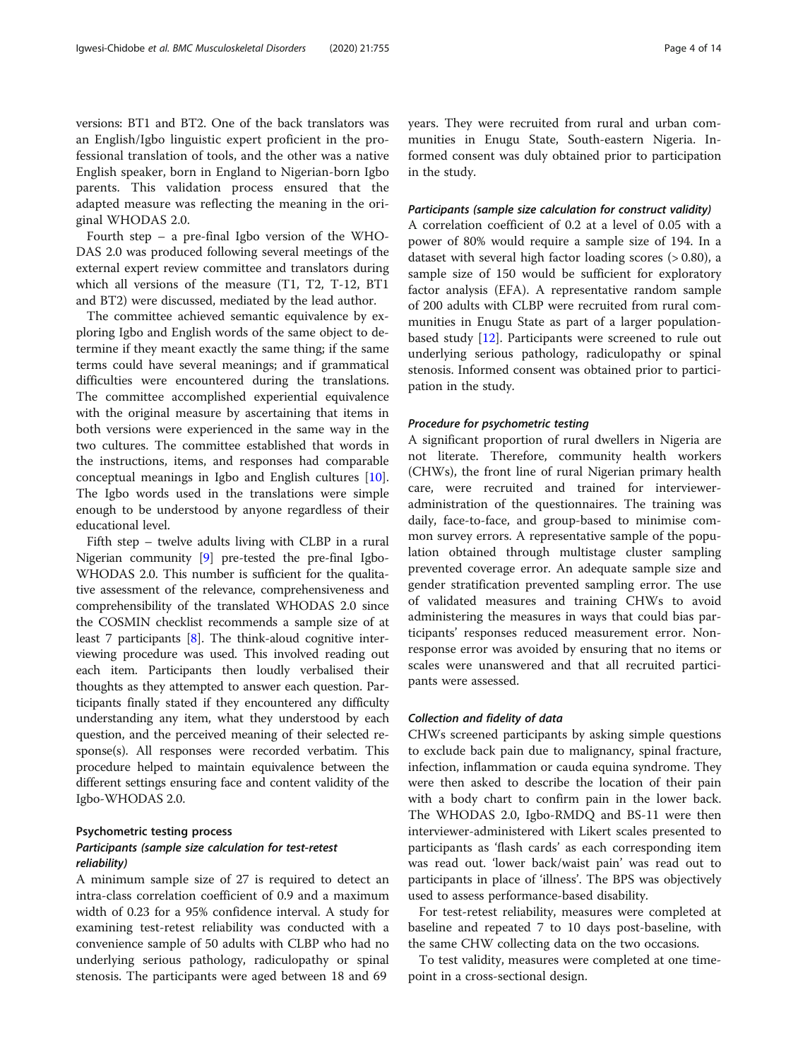versions: BT1 and BT2. One of the back translators was an English/Igbo linguistic expert proficient in the professional translation of tools, and the other was a native English speaker, born in England to Nigerian-born Igbo parents. This validation process ensured that the adapted measure was reflecting the meaning in the original WHODAS 2.0.

Fourth step – a pre-final Igbo version of the WHODAS 2.0 was produced following several meetings of the external expert review committee and translators during which all versions of the measure (T1, T2, T-12, BT1 and BT2) were discussed, mediated by the lead author.

The committee achieved semantic equivalence by exploring Igbo and English words of the same object to determine if they meant exactly the same thing; if the same terms could have several meanings; and if grammatical difficulties were encountered during the translations. The committee accomplished experiential equivalence with the original measure by ascertaining that items in both versions were experienced in the same way in the two cultures. The committee established that words in the instructions, items, and responses had comparable conceptual meanings in Igbo and English cultures [10]. The Igbo words used in the translations were simple enough to be understood by anyone regardless of their educational level.

Fifth step – twelve adults living with CLBP in a rural Nigerian community [9] pre-tested the pre-final Igbo-WHODAS 2.0. This number is sufficient for the qualitative assessment of the relevance, comprehensiveness and comprehensibility of the translated WHODAS 2.0 since the COSMIN checklist recommends a sample size of at least 7 participants [8]. The think-aloud cognitive interviewing procedure was used. This involved reading out each item. Participants then loudly verbalised their thoughts as they attempted to answer each question. Participants finally stated if they encountered any difficulty understanding any item, what they understood by each question, and the perceived meaning of their selected response(s). All responses were recorded verbatim. This procedure helped to maintain equivalence between the different settings ensuring face and content validity of the Igbo-WHODAS 2.0.

## Psychometric testing process

### *Participants (sample size calculation for test-retest reliability)*

A minimum sample size of 27 is required to detect an intra-class correlation coefficient of 0.9 and a maximum width of 0.23 for a 95% confidence interval. A study for examining test-retest reliability was conducted with a convenience sample of 50 adults with CLBP who had no underlying serious pathology, radiculopathy or spinal stenosis. The participants were aged between 18 and 69 years. They were recruited from rural and urban communities in Enugu State, South-eastern Nigeria. Informed consent was duly obtained prior to participation in the study.

### *Participants (sample size calculation for construct validity)*

A correlation coefficient of 0.2 at a level of 0.05 with a power of 80% would require a sample size of 194. In a dataset with several high factor loading scores (> 0.80), a sample size of 150 would be sufficient for exploratory factor analysis (EFA). A representative random sample of 200 adults with CLBP were recruited from rural communities in Enugu State as part of a larger population-based study [12]. Participants were screened to rule out underlying serious pathology, radiculopathy or spinal stenosis. Informed consent was obtained prior to participation in the study.

### *Procedure for psychometric testing*

A significant proportion of rural dwellers in Nigeria are not literate. Therefore, community health workers (CHWs), the front line of rural Nigerian primary health care, were recruited and trained for interviewer-administration of the questionnaires. The training was daily, face-to-face, and group-based to minimise common survey errors. A representative sample of the population obtained through multistage cluster sampling prevented coverage error. An adequate sample size and gender stratification prevented sampling error. The use of validated measures and training CHWs to avoid administering the measures in ways that could bias participants' responses reduced measurement error. Non-response error was avoided by ensuring that no items or scales were unanswered and that all recruited participants were assessed.

### *Collection and fidelity of data*

CHWs screened participants by asking simple questions to exclude back pain due to malignancy, spinal fracture, infection, inflammation or cauda equina syndrome. They were then asked to describe the location of their pain with a body chart to confirm pain in the lower back. The WHODAS 2.0, Igbo-RMDQ and BS-11 were then interviewer-administered with Likert scales presented to participants as 'flash cards' as each corresponding item was read out. 'lower back/waist pain' was read out to participants in place of 'illness'. The BPS was objectively used to assess performance-based disability.

For test-retest reliability, measures were completed at baseline and repeated 7 to 10 days post-baseline, with the same CHW collecting data on the two occasions.

To test validity, measures were completed at one time-point in a cross-sectional design.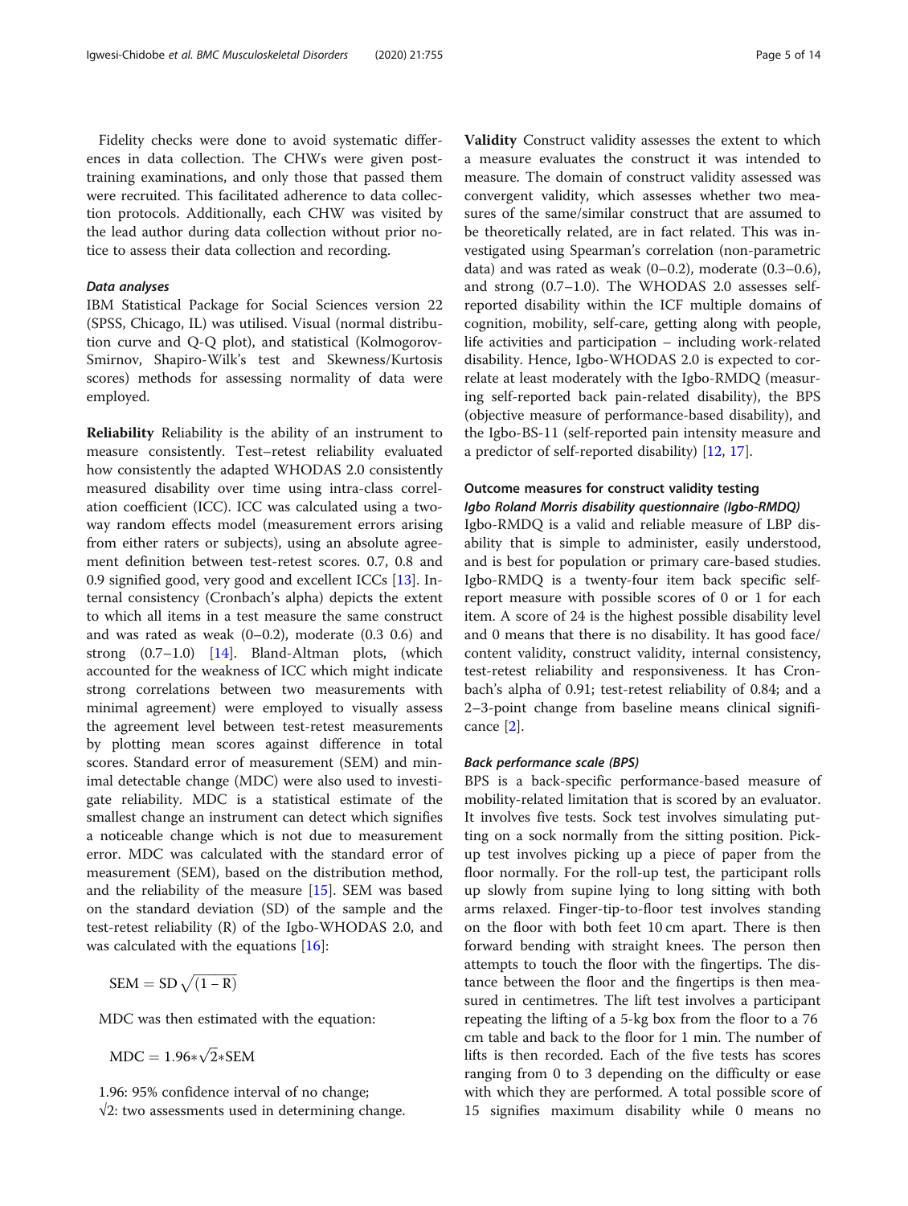Fidelity checks were done to avoid systematic differences in data collection. The CHWs were given post-training examinations, and only those that passed them were recruited. This facilitated adherence to data collection protocols. Additionally, each CHW was visited by the lead author during data collection without prior notice to assess their data collection and recording.

#### *Data analyses*

IBM Statistical Package for Social Sciences version 22 (SPSS, Chicago, IL) was utilised. Visual (normal distribution curve and Q-Q plot), and statistical (Kolmogorov-Smirnov, Shapiro-Wilk's test and Skewness/Kurtosis scores) methods for assessing normality of data were employed.

**Reliability** Reliability is the ability of an instrument to measure consistently. Test–retest reliability evaluated how consistently the adapted WHODAS 2.0 consistently measured disability over time using intra-class correlation coefficient (ICC). ICC was calculated using a two-way random effects model (measurement errors arising from either raters or subjects), using an absolute agreement definition between test-retest scores. 0.7, 0.8 and 0.9 signified good, very good and excellent ICCs [13]. Internal consistency (Cronbach's alpha) depicts the extent to which all items in a test measure the same construct and was rated as weak (0–0.2), moderate (0.3 0.6) and strong (0.7–1.0) [14]. Bland-Altman plots, (which accounted for the weakness of ICC which might indicate strong correlations between two measurements with minimal agreement) were employed to visually assess the agreement level between test-retest measurements by plotting mean scores against difference in total scores. Standard error of measurement (SEM) and minimal detectable change (MDC) were also used to investigate reliability. MDC is a statistical estimate of the smallest change an instrument can detect which signifies a noticeable change which is not due to measurement error. MDC was calculated with the standard error of measurement (SEM), based on the distribution method, and the reliability of the measure [15]. SEM was based on the standard deviation (SD) of the sample and the test-retest reliability (R) of the Igbo-WHODAS 2.0, and was calculated with the equations [16]:

$$\mathrm{SEM} = \mathrm{SD}\sqrt{(1-\mathrm{R})}$$

MDC was then estimated with the equation:

$$\mathrm{MDC} = 1.96 * \sqrt{2} * \mathrm{SEM}$$

1.96: 95% confidence interval of no change;
$\sqrt{2}$: two assessments used in determining change.

**Validity** Construct validity assesses the extent to which a measure evaluates the construct it was intended to measure. The domain of construct validity assessed was convergent validity, which assesses whether two measures of the same/similar construct that are assumed to be theoretically related, are in fact related. This was investigated using Spearman's correlation (non-parametric data) and was rated as weak (0–0.2), moderate (0.3–0.6), and strong (0.7–1.0). The WHODAS 2.0 assesses self-reported disability within the ICF multiple domains of cognition, mobility, self-care, getting along with people, life activities and participation – including work-related disability. Hence, Igbo-WHODAS 2.0 is expected to correlate at least moderately with the Igbo-RMDQ (measuring self-reported back pain-related disability), the BPS (objective measure of performance-based disability), and the Igbo-BS-11 (self-reported pain intensity measure and a predictor of self-reported disability) [12, 17].

### Outcome measures for construct validity testing

#### *Igbo Roland Morris disability questionnaire (Igbo-RMDQ)*

Igbo-RMDQ is a valid and reliable measure of LBP disability that is simple to administer, easily understood, and is best for population or primary care-based studies. Igbo-RMDQ is a twenty-four item back specific self-report measure with possible scores of 0 or 1 for each item. A score of 24 is the highest possible disability level and 0 means that there is no disability. It has good face/content validity, construct validity, internal consistency, test-retest reliability and responsiveness. It has Cronbach's alpha of 0.91; test-retest reliability of 0.84; and a 2–3-point change from baseline means clinical significance [2].

#### *Back performance scale (BPS)*

BPS is a back-specific performance-based measure of mobility-related limitation that is scored by an evaluator. It involves five tests. Sock test involves simulating putting on a sock normally from the sitting position. Pick-up test involves picking up a piece of paper from the floor normally. For the roll-up test, the participant rolls up slowly from supine lying to long sitting with both arms relaxed. Finger-tip-to-floor test involves standing on the floor with both feet 10 cm apart. There is then forward bending with straight knees. The person then attempts to touch the floor with the fingertips. The distance between the floor and the fingertips is then measured in centimetres. The lift test involves a participant repeating the lifting of a 5-kg box from the floor to a 76 cm table and back to the floor for 1 min. The number of lifts is then recorded. Each of the five tests has scores ranging from 0 to 3 depending on the difficulty or ease with which they are performed. A total possible score of 15 signifies maximum disability while 0 means no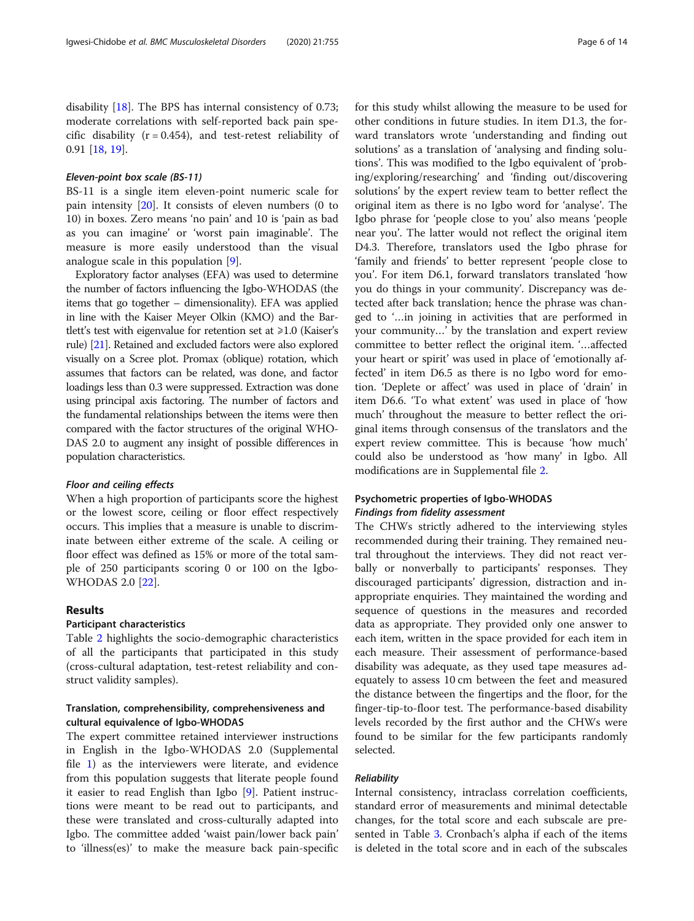disability [18]. The BPS has internal consistency of 0.73; moderate correlations with self-reported back pain specific disability ($r = 0.454$), and test-retest reliability of 0.91 [18, 19].

#### *Eleven-point box scale (BS-11)*

BS-11 is a single item eleven-point numeric scale for pain intensity [20]. It consists of eleven numbers (0 to 10) in boxes. Zero means 'no pain' and 10 is 'pain as bad as you can imagine' or 'worst pain imaginable'. The measure is more easily understood than the visual analogue scale in this population [9].

Exploratory factor analyses (EFA) was used to determine the number of factors influencing the Igbo-WHODAS (the items that go together – dimensionality). EFA was applied in line with the Kaiser Meyer Olkin (KMO) and the Bartlett's test with eigenvalue for retention set at ⩾1.0 (Kaiser's rule) [21]. Retained and excluded factors were also explored visually on a Scree plot. Promax (oblique) rotation, which assumes that factors can be related, was done, and factor loadings less than 0.3 were suppressed. Extraction was done using principal axis factoring. The number of factors and the fundamental relationships between the items were then compared with the factor structures of the original WHODAS 2.0 to augment any insight of possible differences in population characteristics.

#### *Floor and ceiling effects*

When a high proportion of participants score the highest or the lowest score, ceiling or floor effect respectively occurs. This implies that a measure is unable to discriminate between either extreme of the scale. A ceiling or floor effect was defined as 15% or more of the total sample of 250 participants scoring 0 or 100 on the Igbo-WHODAS 2.0 [22].

## Results

### Participant characteristics

Table 2 highlights the socio-demographic characteristics of all the participants that participated in this study (cross-cultural adaptation, test-retest reliability and construct validity samples).

### Translation, comprehensibility, comprehensiveness and cultural equivalence of Igbo-WHODAS

The expert committee retained interviewer instructions in English in the Igbo-WHODAS 2.0 (Supplemental file 1) as the interviewers were literate, and evidence from this population suggests that literate people found it easier to read English than Igbo [9]. Patient instructions were meant to be read out to participants, and these were translated and cross-culturally adapted into Igbo. The committee added 'waist pain/lower back pain' to 'illness(es)' to make the measure back pain-specific for this study whilst allowing the measure to be used for other conditions in future studies. In item D1.3, the forward translators wrote 'understanding and finding out solutions' as a translation of 'analysing and finding solutions'. This was modified to the Igbo equivalent of 'probing/exploring/researching' and 'finding out/discovering solutions' by the expert review team to better reflect the original item as there is no Igbo word for 'analyse'. The Igbo phrase for 'people close to you' also means 'people near you'. The latter would not reflect the original item D4.3. Therefore, translators used the Igbo phrase for 'family and friends' to better represent 'people close to you'. For item D6.1, forward translators translated 'how you do things in your community'. Discrepancy was detected after back translation; hence the phrase was changed to '…in joining in activities that are performed in your community…' by the translation and expert review committee to better reflect the original item. '…affected your heart or spirit' was used in place of 'emotionally affected' in item D6.5 as there is no Igbo word for emotion. 'Deplete or affect' was used in place of 'drain' in item D6.6. 'To what extent' was used in place of 'how much' throughout the measure to better reflect the original items through consensus of the translators and the expert review committee. This is because 'how much' could also be understood as 'how many' in Igbo. All modifications are in Supplemental file 2.

### Psychometric properties of Igbo-WHODAS

#### *Findings from fidelity assessment*

The CHWs strictly adhered to the interviewing styles recommended during their training. They remained neutral throughout the interviews. They did not react verbally or nonverbally to participants' responses. They discouraged participants' digression, distraction and inappropriate enquiries. They maintained the wording and sequence of questions in the measures and recorded data as appropriate. They provided only one answer to each item, written in the space provided for each item in each measure. Their assessment of performance-based disability was adequate, as they used tape measures adequately to assess 10 cm between the feet and measured the distance between the fingertips and the floor, for the finger-tip-to-floor test. The performance-based disability levels recorded by the first author and the CHWs were found to be similar for the few participants randomly selected.

#### *Reliability*

Internal consistency, intraclass correlation coefficients, standard error of measurements and minimal detectable changes, for the total score and each subscale are presented in Table 3. Cronbach's alpha if each of the items is deleted in the total score and in each of the subscales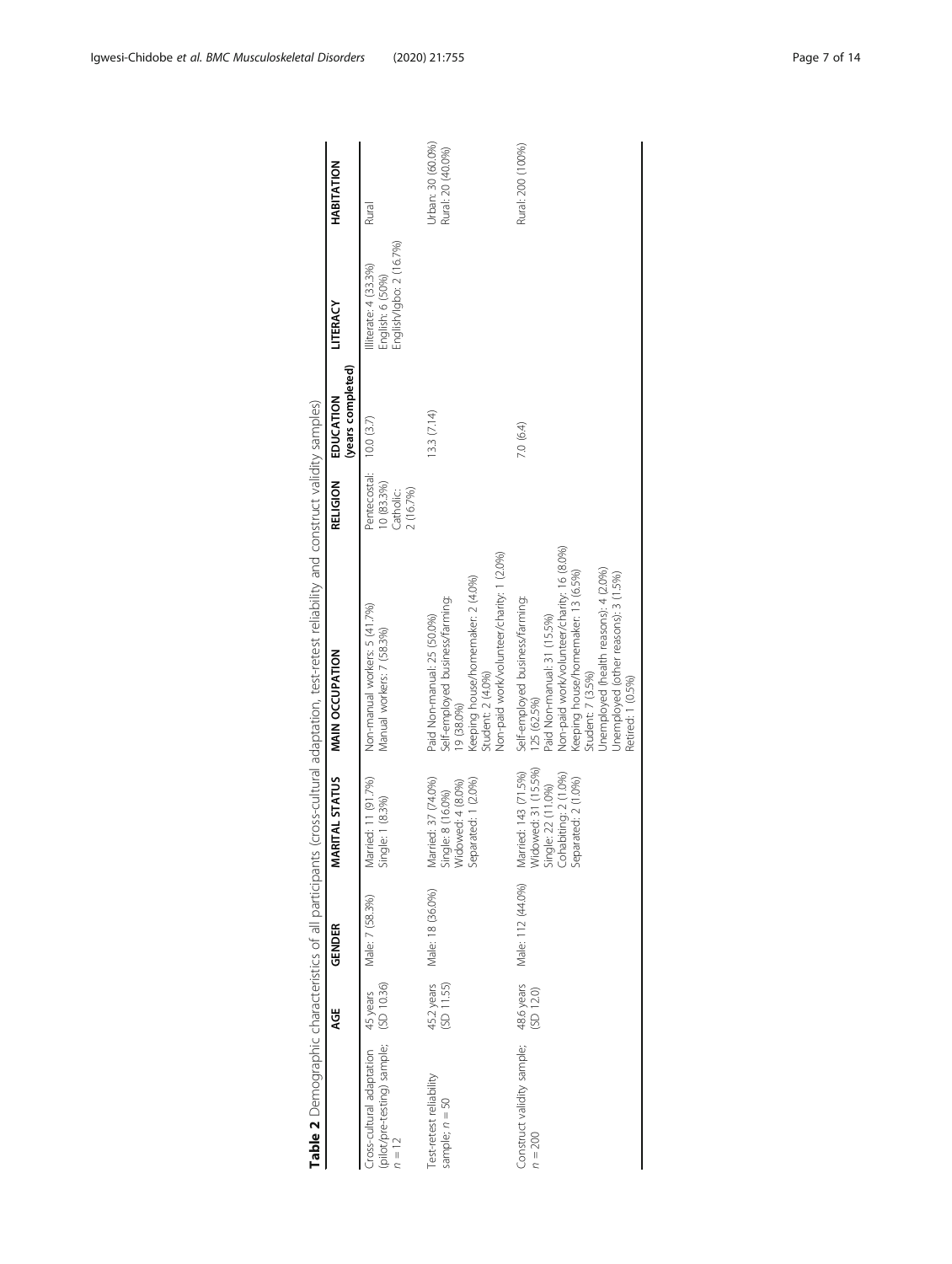**Table 2** Demographic characteristics of all participants (cross-cultural adaptation, test-retest reliability and construct validity samples)

|  | AGE | GENDER | MARITAL STATUS | MAIN OCCUPATION | RELIGION | EDUCATION (years completed) | LITERACY | HABITATION |
|---|---|---|---|---|---|---|---|---|
| Cross-cultural adaptation (pilot/pre-testing) sample; $n = 12$ | 45 years (SD 10.36) | Male: 7 (58.3%) | Married: 11 (91.7%)<br>Single: 1 (8.3%) | Non-manual workers: 5 (41.7%)<br>Manual workers: 7 (58.3%) | Pentecostal: 10 (83.3%)<br>Catholic: 2 (16.7%) | 10.0 (3.7) | Illiterate: 4 (33.3%)<br>English: 6 (50%)<br>English/Igbo: 2 (16.7%) | Rural |
| Test-retest reliability sample; $n = 50$ | 45.2 years (SD 11.55) | Male: 18 (36.0%) | Married: 37 (74.0%)<br>Single: 8 (16.0%)<br>Widowed: 4 (8.0%)<br>Separated: 1 (2.0%) | Paid Non-manual: 25 (50.0%)<br>Self-employed business/farming: 19 (38.0%)<br>Keeping house/homemaker: 2 (4.0%)<br>Student: 2 (4.0%)<br>Non-paid work/volunteer/charity: 1 (2.0%) |  | 13.3 (7.14) |  | Urban: 30 (60.0%)<br>Rural: 20 (40.0%) |
| Construct validity sample; $n = 200$ | 48.6 years (SD 12.0) | Male: 112 (44.0%) | Married: 143 (71.5%)<br>Widowed: 31 (15.5%)<br>Single: 22 (11.0%)<br>Cohabiting: 2 (1.0%)<br>Separated: 2 (1.0%) | Self-employed business/farming: 125 (62.5%)<br>Paid Non-manual: 31 (15.5%)<br>Non-paid work/volunteer/charity: 16 (8.0%)<br>Keeping house/homemaker: 13 (6.5%)<br>Student: 7 (3.5%)<br>Unemployed (health reasons): 4 (2.0%)<br>Unemployed (other reasons): 3 (1.5%)<br>Retired: 1 (0.5%) |  | 7.0 (6.4) |  | Rural: 200 (100%) |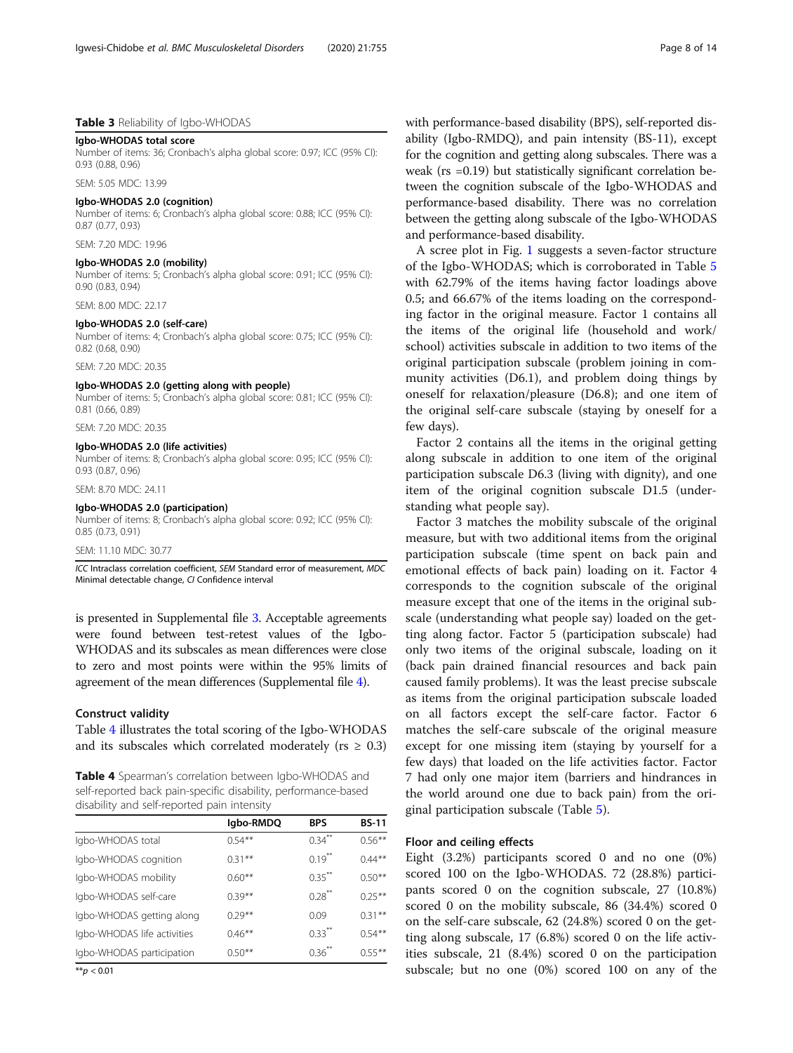**Table 3** Reliability of Igbo-WHODAS

| |
|---|
| **Igbo-WHODAS total score** |
| Number of items: 36; Cronbach's alpha global score: 0.97; ICC (95% CI): 0.93 (0.88, 0.96) |
| SEM: 5.05 MDC: 13.99 |
| **Igbo-WHODAS 2.0 (cognition)** |
| Number of items: 6; Cronbach's alpha global score: 0.88; ICC (95% CI): 0.87 (0.77, 0.93) |
| SEM: 7.20 MDC: 19.96 |
| **Igbo-WHODAS 2.0 (mobility)** |
| Number of items: 5; Cronbach's alpha global score: 0.91; ICC (95% CI): 0.90 (0.83, 0.94) |
| SEM: 8.00 MDC: 22.17 |
| **Igbo-WHODAS 2.0 (self-care)** |
| Number of items: 4; Cronbach's alpha global score: 0.75; ICC (95% CI): 0.82 (0.68, 0.90) |
| SEM: 7.20 MDC: 20.35 |
| **Igbo-WHODAS 2.0 (getting along with people)** |
| Number of items: 5; Cronbach's alpha global score: 0.81; ICC (95% CI): 0.81 (0.66, 0.89) |
| SEM: 7.20 MDC: 20.35 |
| **Igbo-WHODAS 2.0 (life activities)** |
| Number of items: 8; Cronbach's alpha global score: 0.95; ICC (95% CI): 0.93 (0.87, 0.96) |
| SEM: 8.70 MDC: 24.11 |
| **Igbo-WHODAS 2.0 (participation)** |
| Number of items: 8; Cronbach's alpha global score: 0.92; ICC (95% CI): 0.85 (0.73, 0.91) |
| SEM: 11.10 MDC: 30.77 |

*ICC* Intraclass correlation coefficient, *SEM* Standard error of measurement, *MDC* Minimal detectable change, *CI* Confidence interval

is presented in Supplemental file 3. Acceptable agreements were found between test-retest values of the Igbo-WHODAS and its subscales as mean differences were close to zero and most points were within the 95% limits of agreement of the mean differences (Supplemental file 4).

## Construct validity

Table 4 illustrates the total scoring of the Igbo-WHODAS and its subscales which correlated moderately ($r_s \geq 0.3$) with performance-based disability (BPS), self-reported disability (Igbo-RMDQ), and pain intensity (BS-11), except for the cognition and getting along subscales. There was a weak ($r_s = 0.19$) but statistically significant correlation between the cognition subscale of the Igbo-WHODAS and performance-based disability. There was no correlation between the getting along subscale of the Igbo-WHODAS and performance-based disability.

**Table 4** Spearman's correlation between Igbo-WHODAS and self-reported back pain-specific disability, performance-based disability and self-reported pain intensity

| | Igbo-RMDQ | BPS | BS-11 |
|---|---|---|---|
| Igbo-WHODAS total | 0.54** | 0.34** | 0.56** |
| Igbo-WHODAS cognition | 0.31** | 0.19** | 0.44** |
| Igbo-WHODAS mobility | 0.60** | 0.35** | 0.50** |
| Igbo-WHODAS self-care | 0.39** | 0.28** | 0.25** |
| Igbo-WHODAS getting along | 0.29** | 0.09 | 0.31** |
| Igbo-WHODAS life activities | 0.46** | 0.33** | 0.54** |
| Igbo-WHODAS participation | 0.50** | 0.36** | 0.55** |

**$p < 0.01$

A scree plot in Fig. 1 suggests a seven-factor structure of the Igbo-WHODAS; which is corroborated in Table 5 with 62.79% of the items having factor loadings above 0.5; and 66.67% of the items loading on the corresponding factor in the original measure. Factor 1 contains all the items of the original life (household and work/school) activities subscale in addition to two items of the original participation subscale (problem joining in community activities (D6.1), and problem doing things by oneself for relaxation/pleasure (D6.8); and one item of the original self-care subscale (staying by oneself for a few days).

Factor 2 contains all the items in the original getting along subscale in addition to one item of the original participation subscale D6.3 (living with dignity), and one item of the original cognition subscale D1.5 (understanding what people say).

Factor 3 matches the mobility subscale of the original measure, but with two additional items from the original participation subscale (time spent on back pain and emotional effects of back pain) loading on it. Factor 4 corresponds to the cognition subscale of the original measure except that one of the items in the original subscale (understanding what people say) loaded on the getting along factor. Factor 5 (participation subscale) had only two items of the original subscale, loading on it (back pain drained financial resources and back pain caused family problems). It was the least precise subscale as items from the original participation subscale loaded on all factors except the self-care factor. Factor 6 matches the self-care subscale of the original measure except for one missing item (staying by yourself for a few days) that loaded on the life activities factor. Factor 7 had only one major item (barriers and hindrances in the world around one due to back pain) from the original participation subscale (Table 5).

## Floor and ceiling effects

Eight (3.2%) participants scored 0 and no one (0%) scored 100 on the Igbo-WHODAS. 72 (28.8%) participants scored 0 on the cognition subscale, 27 (10.8%) scored 0 on the mobility subscale, 86 (34.4%) scored 0 on the self-care subscale, 62 (24.8%) scored 0 on the getting along subscale, 17 (6.8%) scored 0 on the life activities subscale, 21 (8.4%) scored 0 on the participation subscale; but no one (0%) scored 100 on any of the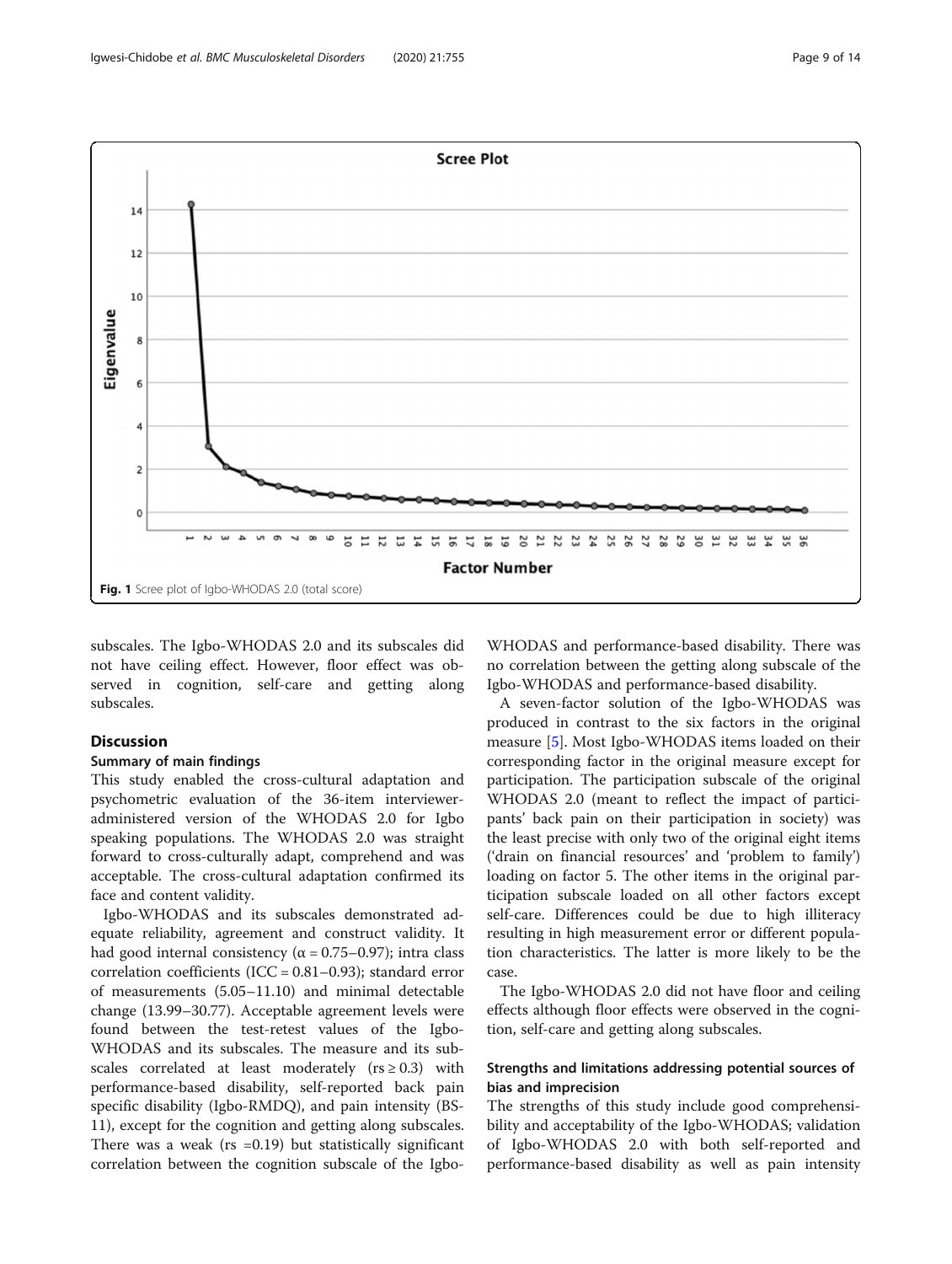Fig. 1 Scree plot of Igbo-WHODAS 2.0 (total score)

subscales. The Igbo-WHODAS 2.0 and its subscales did not have ceiling effect. However, floor effect was observed in cognition, self-care and getting along subscales.

## Discussion

### Summary of main findings

This study enabled the cross-cultural adaptation and psychometric evaluation of the 36-item interviewer-administered version of the WHODAS 2.0 for Igbo speaking populations. The WHODAS 2.0 was straight forward to cross-culturally adapt, comprehend and was acceptable. The cross-cultural adaptation confirmed its face and content validity.

Igbo-WHODAS and its subscales demonstrated adequate reliability, agreement and construct validity. It had good internal consistency ($\alpha = 0.75$–$0.97$); intra class correlation coefficients (ICC = 0.81–0.93); standard error of measurements (5.05–11.10) and minimal detectable change (13.99–30.77). Acceptable agreement levels were found between the test-retest values of the Igbo-WHODAS and its subscales. The measure and its subscales correlated at least moderately ($r_s \geq 0.3$) with performance-based disability, self-reported back pain specific disability (Igbo-RMDQ), and pain intensity (BS-11), except for the cognition and getting along subscales. There was a weak ($r_s = 0.19$) but statistically significant correlation between the cognition subscale of the Igbo-WHODAS and performance-based disability. There was no correlation between the getting along subscale of the Igbo-WHODAS and performance-based disability.

A seven-factor solution of the Igbo-WHODAS was produced in contrast to the six factors in the original measure [5]. Most Igbo-WHODAS items loaded on their corresponding factor in the original measure except for participation. The participation subscale of the original WHODAS 2.0 (meant to reflect the impact of participants' back pain on their participation in society) was the least precise with only two of the original eight items ('drain on financial resources' and 'problem to family') loading on factor 5. The other items in the original participation subscale loaded on all other factors except self-care. Differences could be due to high illiteracy resulting in high measurement error or different population characteristics. The latter is more likely to be the case.

The Igbo-WHODAS 2.0 did not have floor and ceiling effects although floor effects were observed in the cognition, self-care and getting along subscales.

### Strengths and limitations addressing potential sources of bias and imprecision

The strengths of this study include good comprehensibility and acceptability of the Igbo-WHODAS; validation of Igbo-WHODAS 2.0 with both self-reported and performance-based disability as well as pain intensity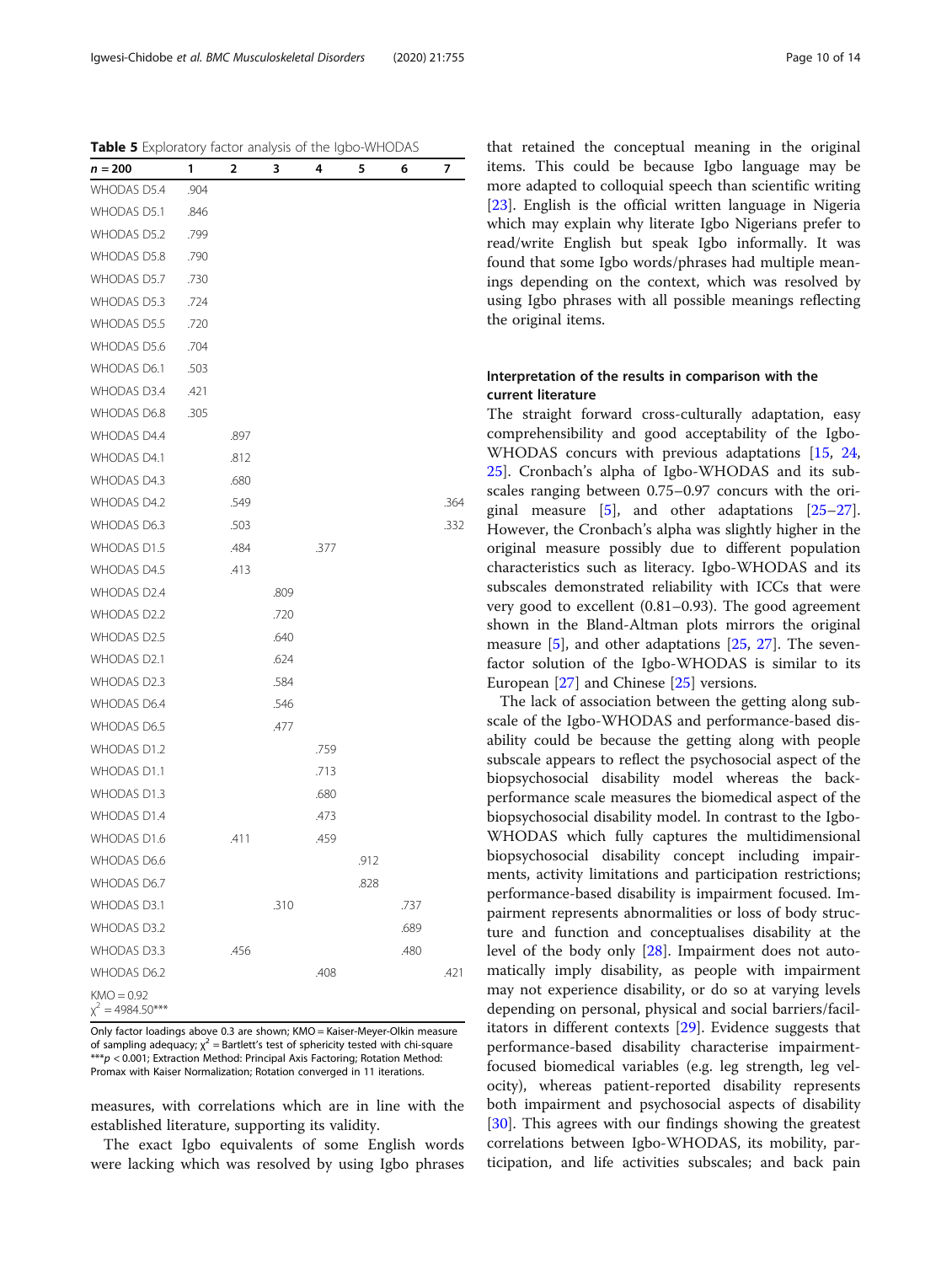**Table 5** Exploratory factor analysis of the Igbo-WHODAS

| n = 200 | 1 | 2 | 3 | 4 | 5 | 6 | 7 |
|---|---|---|---|---|---|---|---|
| WHODAS D5.4 | .904 | | | | | | |
| WHODAS D5.1 | .846 | | | | | | |
| WHODAS D5.2 | .799 | | | | | | |
| WHODAS D5.8 | .790 | | | | | | |
| WHODAS D5.7 | .730 | | | | | | |
| WHODAS D5.3 | .724 | | | | | | |
| WHODAS D5.5 | .720 | | | | | | |
| WHODAS D5.6 | .704 | | | | | | |
| WHODAS D6.1 | .503 | | | | | | |
| WHODAS D3.4 | .421 | | | | | | |
| WHODAS D6.8 | .305 | | | | | | |
| WHODAS D4.4 | | .897 | | | | | |
| WHODAS D4.1 | | .812 | | | | | |
| WHODAS D4.3 | | .680 | | | | | |
| WHODAS D4.2 | | .549 | | | | | .364 |
| WHODAS D6.3 | | .503 | | | | | .332 |
| WHODAS D1.5 | | .484 | | .377 | | | |
| WHODAS D4.5 | | .413 | | | | | |
| WHODAS D2.4 | | | .809 | | | | |
| WHODAS D2.2 | | | .720 | | | | |
| WHODAS D2.5 | | | .640 | | | | |
| WHODAS D2.1 | | | .624 | | | | |
| WHODAS D2.3 | | | .584 | | | | |
| WHODAS D6.4 | | | .546 | | | | |
| WHODAS D6.5 | | | .477 | | | | |
| WHODAS D1.2 | | | | .759 | | | |
| WHODAS D1.1 | | | | .713 | | | |
| WHODAS D1.3 | | | | .680 | | | |
| WHODAS D1.4 | | | | .473 | | | |
| WHODAS D1.6 | | .411 | | .459 | | | |
| WHODAS D6.6 | | | | | .912 | | |
| WHODAS D6.7 | | | | | .828 | | |
| WHODAS D3.1 | | | .310 | | | .737 | |
| WHODAS D3.2 | | | | | | .689 | |
| WHODAS D3.3 | | .456 | | | | .480 | |
| WHODAS D6.2 | | | | .408 | | | .421 |
| KMO = 0.92 | | | | | | | |
| $\chi^2$ = 4984.50*** | | | | | | | |

Only factor loadings above 0.3 are shown; KMO = Kaiser-Meyer-Olkin measure of sampling adequacy; $\chi^2$ = Bartlett's test of sphericity tested with chi-square ***$p < 0.001$; Extraction Method: Principal Axis Factoring; Rotation Method: Promax with Kaiser Normalization; Rotation converged in 11 iterations.

measures, with correlations which are in line with the established literature, supporting its validity.

The exact Igbo equivalents of some English words were lacking which was resolved by using Igbo phrases that retained the conceptual meaning in the original items. This could be because Igbo language may be more adapted to colloquial speech than scientific writing [23]. English is the official written language in Nigeria which may explain why literate Igbo Nigerians prefer to read/write English but speak Igbo informally. It was found that some Igbo words/phrases had multiple meanings depending on the context, which was resolved by using Igbo phrases with all possible meanings reflecting the original items.

### Interpretation of the results in comparison with the current literature

The straight forward cross-culturally adaptation, easy comprehensibility and good acceptability of the Igbo-WHODAS concurs with previous adaptations [15, 24, 25]. Cronbach's alpha of Igbo-WHODAS and its subscales ranging between 0.75–0.97 concurs with the original measure [5], and other adaptations [25–27]. However, the Cronbach's alpha was slightly higher in the original measure possibly due to different population characteristics such as literacy. Igbo-WHODAS and its subscales demonstrated reliability with ICCs that were very good to excellent (0.81–0.93). The good agreement shown in the Bland-Altman plots mirrors the original measure [5], and other adaptations [25, 27]. The seven-factor solution of the Igbo-WHODAS is similar to its European [27] and Chinese [25] versions.

The lack of association between the getting along subscale of the Igbo-WHODAS and performance-based disability could be because the getting along with people subscale appears to reflect the psychosocial aspect of the biopsychosocial disability model whereas the back-performance scale measures the biomedical aspect of the biopsychosocial disability model. In contrast to the Igbo-WHODAS which fully captures the multidimensional biopsychosocial disability concept including impairments, activity limitations and participation restrictions; performance-based disability is impairment focused. Impairment represents abnormalities or loss of body structure and function and conceptualises disability at the level of the body only [28]. Impairment does not automatically imply disability, as people with impairment may not experience disability, or do so at varying levels depending on personal, physical and social barriers/facilitators in different contexts [29]. Evidence suggests that performance-based disability characterise impairment-focused biomedical variables (e.g. leg strength, leg velocity), whereas patient-reported disability represents both impairment and psychosocial aspects of disability [30]. This agrees with our findings showing the greatest correlations between Igbo-WHODAS, its mobility, participation, and life activities subscales; and back pain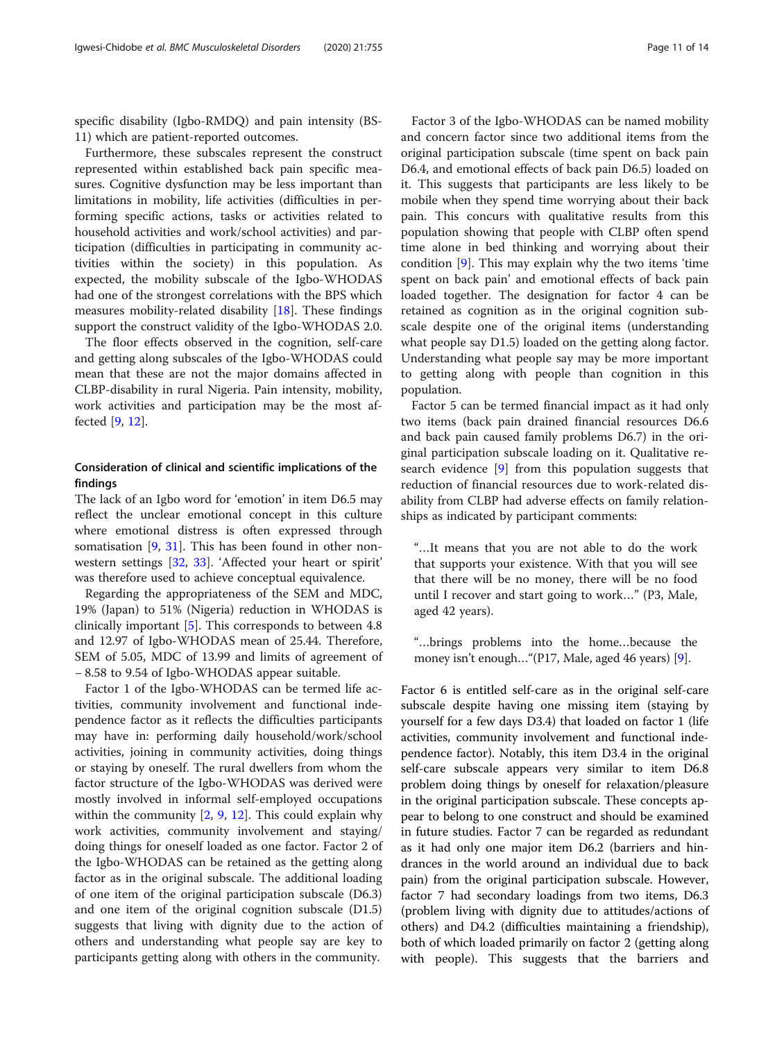specific disability (Igbo-RMDQ) and pain intensity (BS-11) which are patient-reported outcomes.

Furthermore, these subscales represent the construct represented within established back pain specific measures. Cognitive dysfunction may be less important than limitations in mobility, life activities (difficulties in performing specific actions, tasks or activities related to household activities and work/school activities) and participation (difficulties in participating in community activities within the society) in this population. As expected, the mobility subscale of the Igbo-WHODAS had one of the strongest correlations with the BPS which measures mobility-related disability [18]. These findings support the construct validity of the Igbo-WHODAS 2.0.

The floor effects observed in the cognition, self-care and getting along subscales of the Igbo-WHODAS could mean that these are not the major domains affected in CLBP-disability in rural Nigeria. Pain intensity, mobility, work activities and participation may be the most affected [9, 12].

### Consideration of clinical and scientific implications of the findings

The lack of an Igbo word for 'emotion' in item D6.5 may reflect the unclear emotional concept in this culture where emotional distress is often expressed through somatisation [9, 31]. This has been found in other non-western settings [32, 33]. 'Affected your heart or spirit' was therefore used to achieve conceptual equivalence.

Regarding the appropriateness of the SEM and MDC, 19% (Japan) to 51% (Nigeria) reduction in WHODAS is clinically important [5]. This corresponds to between 4.8 and 12.97 of Igbo-WHODAS mean of 25.44. Therefore, SEM of 5.05, MDC of 13.99 and limits of agreement of − 8.58 to 9.54 of Igbo-WHODAS appear suitable.

Factor 1 of the Igbo-WHODAS can be termed life activities, community involvement and functional independence factor as it reflects the difficulties participants may have in: performing daily household/work/school activities, joining in community activities, doing things or staying by oneself. The rural dwellers from whom the factor structure of the Igbo-WHODAS was derived were mostly involved in informal self-employed occupations within the community [2, 9, 12]. This could explain why work activities, community involvement and staying/doing things for oneself loaded as one factor. Factor 2 of the Igbo-WHODAS can be retained as the getting along factor as in the original subscale. The additional loading of one item of the original participation subscale (D6.3) and one item of the original cognition subscale (D1.5) suggests that living with dignity due to the action of others and understanding what people say are key to participants getting along with others in the community.

Factor 3 of the Igbo-WHODAS can be named mobility and concern factor since two additional items from the original participation subscale (time spent on back pain D6.4, and emotional effects of back pain D6.5) loaded on it. This suggests that participants are less likely to be mobile when they spend time worrying about their back pain. This concurs with qualitative results from this population showing that people with CLBP often spend time alone in bed thinking and worrying about their condition [9]. This may explain why the two items 'time spent on back pain' and emotional effects of back pain loaded together. The designation for factor 4 can be retained as cognition as in the original cognition subscale despite one of the original items (understanding what people say D1.5) loaded on the getting along factor. Understanding what people say may be more important to getting along with people than cognition in this population.

Factor 5 can be termed financial impact as it had only two items (back pain drained financial resources D6.6 and back pain caused family problems D6.7) in the original participation subscale loading on it. Qualitative research evidence [9] from this population suggests that reduction of financial resources due to work-related disability from CLBP had adverse effects on family relationships as indicated by participant comments:

> "…It means that you are not able to do the work that supports your existence. With that you will see that there will be no money, there will be no food until I recover and start going to work…" (P3, Male, aged 42 years).

> "…brings problems into the home…because the money isn't enough…"(P17, Male, aged 46 years) [9].

Factor 6 is entitled self-care as in the original self-care subscale despite having one missing item (staying by yourself for a few days D3.4) that loaded on factor 1 (life activities, community involvement and functional independence factor). Notably, this item D3.4 in the original self-care subscale appears very similar to item D6.8 problem doing things by oneself for relaxation/pleasure in the original participation subscale. These concepts appear to belong to one construct and should be examined in future studies. Factor 7 can be regarded as redundant as it had only one major item D6.2 (barriers and hindrances in the world around an individual due to back pain) from the original participation subscale. However, factor 7 had secondary loadings from two items, D6.3 (problem living with dignity due to attitudes/actions of others) and D4.2 (difficulties maintaining a friendship), both of which loaded primarily on factor 2 (getting along with people). This suggests that the barriers and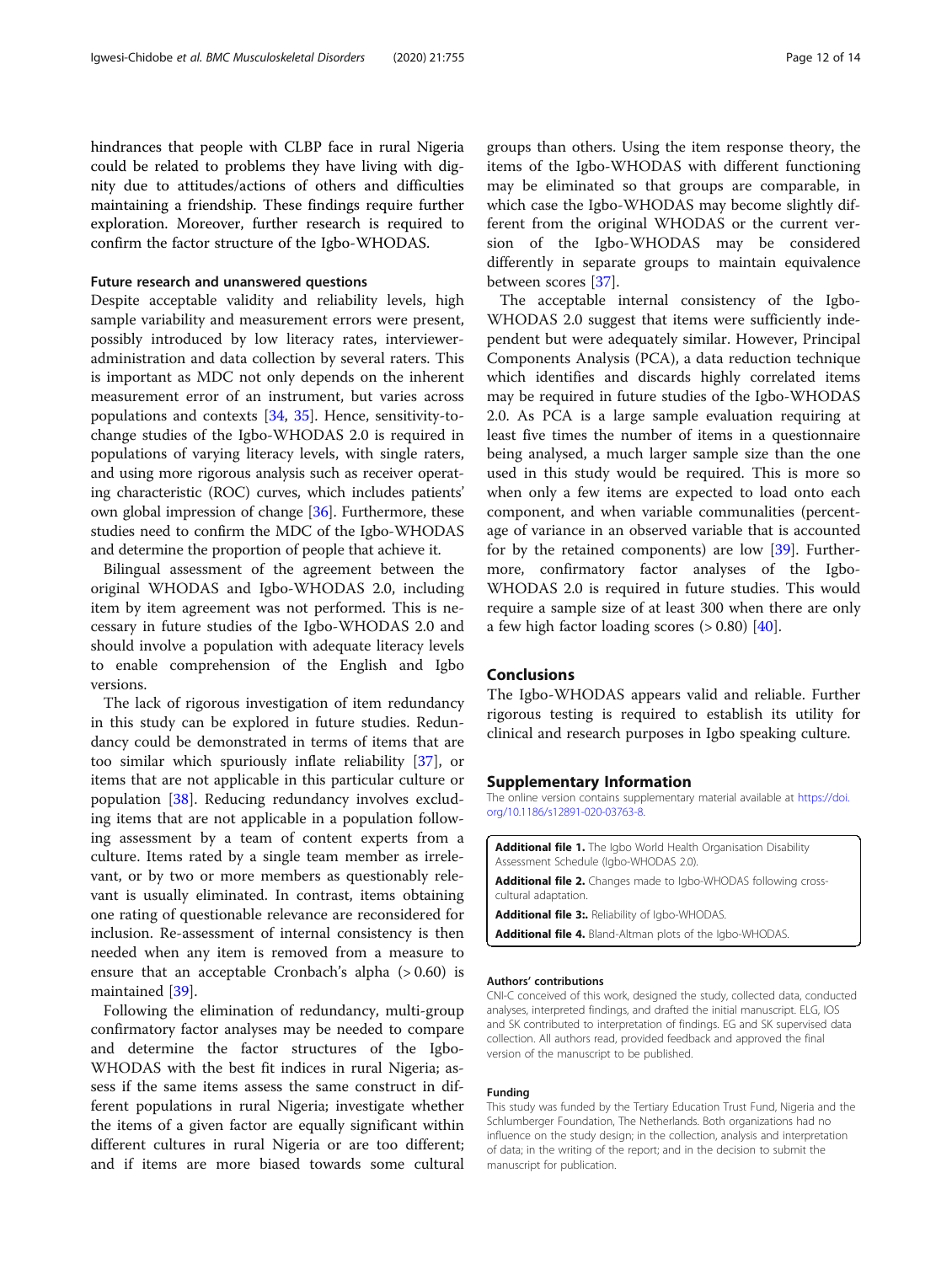hindrances that people with CLBP face in rural Nigeria could be related to problems they have living with dignity due to attitudes/actions of others and difficulties maintaining a friendship. These findings require further exploration. Moreover, further research is required to confirm the factor structure of the Igbo-WHODAS.

### Future research and unanswered questions

Despite acceptable validity and reliability levels, high sample variability and measurement errors were present, possibly introduced by low literacy rates, interviewer-administration and data collection by several raters. This is important as MDC not only depends on the inherent measurement error of an instrument, but varies across populations and contexts [34, 35]. Hence, sensitivity-to-change studies of the Igbo-WHODAS 2.0 is required in populations of varying literacy levels, with single raters, and using more rigorous analysis such as receiver operating characteristic (ROC) curves, which includes patients' own global impression of change [36]. Furthermore, these studies need to confirm the MDC of the Igbo-WHODAS and determine the proportion of people that achieve it.

Bilingual assessment of the agreement between the original WHODAS and Igbo-WHODAS 2.0, including item by item agreement was not performed. This is necessary in future studies of the Igbo-WHODAS 2.0 and should involve a population with adequate literacy levels to enable comprehension of the English and Igbo versions.

The lack of rigorous investigation of item redundancy in this study can be explored in future studies. Redundancy could be demonstrated in terms of items that are too similar which spuriously inflate reliability [37], or items that are not applicable in this particular culture or population [38]. Reducing redundancy involves excluding items that are not applicable in a population following assessment by a team of content experts from a culture. Items rated by a single team member as irrelevant, or by two or more members as questionably relevant is usually eliminated. In contrast, items obtaining one rating of questionable relevance are reconsidered for inclusion. Re-assessment of internal consistency is then needed when any item is removed from a measure to ensure that an acceptable Cronbach's alpha (> 0.60) is maintained [39].

Following the elimination of redundancy, multi-group confirmatory factor analyses may be needed to compare and determine the factor structures of the Igbo-WHODAS with the best fit indices in rural Nigeria; assess if the same items assess the same construct in different populations in rural Nigeria; investigate whether the items of a given factor are equally significant within different cultures in rural Nigeria or are too different; and if items are more biased towards some cultural groups than others. Using the item response theory, the items of the Igbo-WHODAS with different functioning may be eliminated so that groups are comparable, in which case the Igbo-WHODAS may become slightly different from the original WHODAS or the current version of the Igbo-WHODAS may be considered differently in separate groups to maintain equivalence between scores [37].

The acceptable internal consistency of the Igbo-WHODAS 2.0 suggest that items were sufficiently independent but were adequately similar. However, Principal Components Analysis (PCA), a data reduction technique which identifies and discards highly correlated items may be required in future studies of the Igbo-WHODAS 2.0. As PCA is a large sample evaluation requiring at least five times the number of items in a questionnaire being analysed, a much larger sample size than the one used in this study would be required. This is more so when only a few items are expected to load onto each component, and when variable communalities (percentage of variance in an observed variable that is accounted for by the retained components) are low [39]. Furthermore, confirmatory factor analyses of the Igbo-WHODAS 2.0 is required in future studies. This would require a sample size of at least 300 when there are only a few high factor loading scores (> 0.80) [40].

## Conclusions

The Igbo-WHODAS appears valid and reliable. Further rigorous testing is required to establish its utility for clinical and research purposes in Igbo speaking culture.

## Supplementary Information

The online version contains supplementary material available at https://doi.org/10.1186/s12891-020-03763-8.

**Additional file 1.** The Igbo World Health Organisation Disability Assessment Schedule (Igbo-WHODAS 2.0).

**Additional file 2.** Changes made to Igbo-WHODAS following cross-cultural adaptation.

**Additional file 3:.** Reliability of Igbo-WHODAS.

**Additional file 4.** Bland-Altman plots of the Igbo-WHODAS.

#### Authors' contributions

CNI-C conceived of this work, designed the study, collected data, conducted analyses, interpreted findings, and drafted the initial manuscript. ELG, IOS and SK contributed to interpretation of findings. EG and SK supervised data collection. All authors read, provided feedback and approved the final version of the manuscript to be published.

#### Funding

This study was funded by the Tertiary Education Trust Fund, Nigeria and the Schlumberger Foundation, The Netherlands. Both organizations had no influence on the study design; in the collection, analysis and interpretation of data; in the writing of the report; and in the decision to submit the manuscript for publication.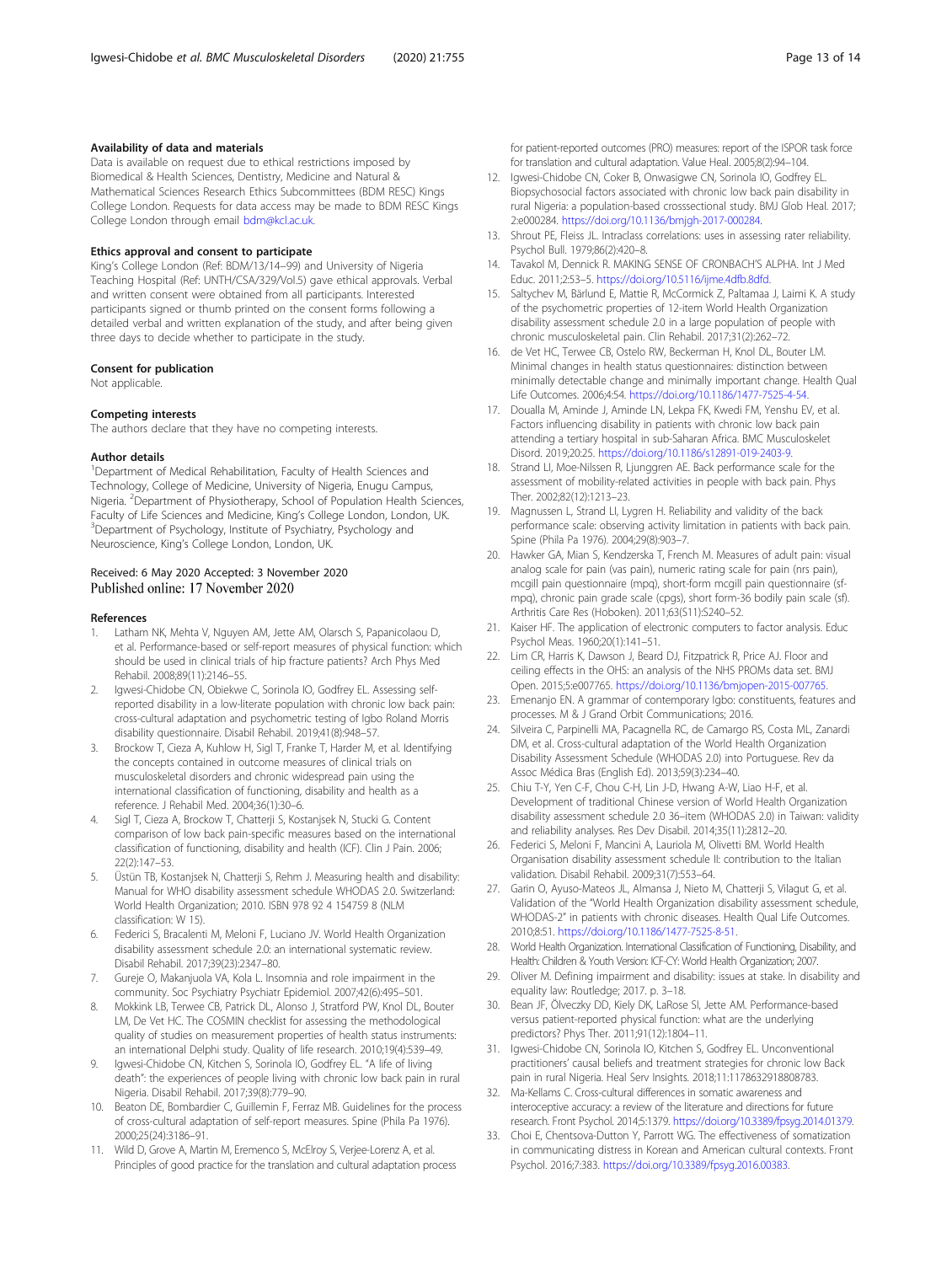### Availability of data and materials

Data is available on request due to ethical restrictions imposed by Biomedical & Health Sciences, Dentistry, Medicine and Natural & Mathematical Sciences Research Ethics Subcommittees (BDM RESC) Kings College London. Requests for data access may be made to BDM RESC Kings College London through email bdm@kcl.ac.uk.

### Ethics approval and consent to participate

King's College London (Ref: BDM/13/14–99) and University of Nigeria Teaching Hospital (Ref: UNTH/CSA/329/Vol.5) gave ethical approvals. Verbal and written consent were obtained from all participants. Interested participants signed or thumb printed on the consent forms following a detailed verbal and written explanation of the study, and after being given three days to decide whether to participate in the study.

### Consent for publication

Not applicable.

### Competing interests

The authors declare that they have no competing interests.

### Author details

[1]Department of Medical Rehabilitation, Faculty of Health Sciences and Technology, College of Medicine, University of Nigeria, Enugu Campus, Nigeria. [2]Department of Physiotherapy, School of Population Health Sciences, Faculty of Life Sciences and Medicine, King's College London, London, UK. [3]Department of Psychology, Institute of Psychiatry, Psychology and Neuroscience, King's College London, London, UK.

Received: 6 May 2020 Accepted: 3 November 2020
Published online: 17 November 2020

### References

1. Latham NK, Mehta V, Nguyen AM, Jette AM, Olarsch S, Papanicolaou D, et al. Performance-based or self-report measures of physical function: which should be used in clinical trials of hip fracture patients? Arch Phys Med Rehabil. 2008;89(11):2146–55.
2. Igwesi-Chidobe CN, Obiekwe C, Sorinola IO, Godfrey EL. Assessing self-reported disability in a low-literate population with chronic low back pain: cross-cultural adaptation and psychometric testing of Igbo Roland Morris disability questionnaire. Disabil Rehabil. 2019;41(8):948–57.
3. Brockow T, Cieza A, Kuhlow H, Sigl T, Franke T, Harder M, et al. Identifying the concepts contained in outcome measures of clinical trials on musculoskeletal disorders and chronic widespread pain using the international classification of functioning, disability and health as a reference. J Rehabil Med. 2004;36(1):30–6.
4. Sigl T, Cieza A, Brockow T, Chatterji S, Kostanjsek N, Stucki G. Content comparison of low back pain-specific measures based on the international classification of functioning, disability and health (ICF). Clin J Pain. 2006; 22(2):147–53.
5. Üstün TB, Kostanjsek N, Chatterji S, Rehm J. Measuring health and disability: Manual for WHO disability assessment schedule WHODAS 2.0. Switzerland: World Health Organization; 2010. ISBN 978 92 4 154759 8 (NLM classification: W 15).
6. Federici S, Bracalenti M, Meloni F, Luciano JV. World Health Organization disability assessment schedule 2.0: an international systematic review. Disabil Rehabil. 2017;39(23):2347–80.
7. Gureje O, Makanjuola VA, Kola L. Insomnia and role impairment in the community. Soc Psychiatry Psychiatr Epidemiol. 2007;42(6):495–501.
8. Mokkink LB, Terwee CB, Patrick DL, Alonso J, Stratford PW, Knol DL, Bouter LM, De Vet HC. The COSMIN checklist for assessing the methodological quality of studies on measurement properties of health status instruments: an international Delphi study. Quality of life research. 2010;19(4):539–49.
9. Igwesi-Chidobe CN, Kitchen S, Sorinola IO, Godfrey EL. "A life of living death": the experiences of people living with chronic low back pain in rural Nigeria. Disabil Rehabil. 2017;39(8):779–90.
10. Beaton DE, Bombardier C, Guillemin F, Ferraz MB. Guidelines for the process of cross-cultural adaptation of self-report measures. Spine (Phila Pa 1976). 2000;25(24):3186–91.
11. Wild D, Grove A, Martin M, Eremenco S, McElroy S, Verjee-Lorenz A, et al. Principles of good practice for the translation and cultural adaptation process for patient-reported outcomes (PRO) measures: report of the ISPOR task force for translation and cultural adaptation. Value Heal. 2005;8(2):94–104.
12. Igwesi-Chidobe CN, Coker B, Onwasigwe CN, Sorinola IO, Godfrey EL. Biopsychosocial factors associated with chronic low back pain disability in rural Nigeria: a population-based crosssectional study. BMJ Glob Heal. 2017; 2:e000284. https://doi.org/10.1136/bmjgh-2017-000284.
13. Shrout PE, Fleiss JL. Intraclass correlations: uses in assessing rater reliability. Psychol Bull. 1979;86(2):420–8.
14. Tavakol M, Dennick R. MAKING SENSE OF CRONBACH'S ALPHA. Int J Med Educ. 2011;2:53–5. https://doi.org/10.5116/ijme.4dfb.8dfd.
15. Saltychev M, Bärlund E, Mattie R, McCormick Z, Paltamaa J, Laimi K. A study of the psychometric properties of 12-item World Health Organization disability assessment schedule 2.0 in a large population of people with chronic musculoskeletal pain. Clin Rehabil. 2017;31(2):262–72.
16. de Vet HC, Terwee CB, Ostelo RW, Beckerman H, Knol DL, Bouter LM. Minimal changes in health status questionnaires: distinction between minimally detectable change and minimally important change. Health Qual Life Outcomes. 2006;4:54. https://doi.org/10.1186/1477-7525-4-54.
17. Doualla M, Aminde J, Aminde LN, Lekpa FK, Kwedi FM, Yenshu EV, et al. Factors influencing disability in patients with chronic low back pain attending a tertiary hospital in sub-Saharan Africa. BMC Musculoskelet Disord. 2019;20:25. https://doi.org/10.1186/s12891-019-2403-9.
18. Strand LI, Moe-Nilssen R, Ljunggren AE. Back performance scale for the assessment of mobility-related activities in people with back pain. Phys Ther. 2002;82(12):1213–23.
19. Magnussen L, Strand LI, Lygren H. Reliability and validity of the back performance scale: observing activity limitation in patients with back pain. Spine (Phila Pa 1976). 2004;29(8):903–7.
20. Hawker GA, Mian S, Kendzerska T, French M. Measures of adult pain: visual analog scale for pain (vas pain), numeric rating scale for pain (nrs pain), mcgill pain questionnaire (mpq), short-form mcgill pain questionnaire (sf-mpq), chronic pain grade scale (cpgs), short form-36 bodily pain scale (sf). Arthritis Care Res (Hoboken). 2011;63(S11):S240–52.
21. Kaiser HF. The application of electronic computers to factor analysis. Educ Psychol Meas. 1960;20(1):141–51.
22. Lim CR, Harris K, Dawson J, Beard DJ, Fitzpatrick R, Price AJ. Floor and ceiling effects in the OHS: an analysis of the NHS PROMs data set. BMJ Open. 2015;5:e007765. https://doi.org/10.1136/bmjopen-2015-007765.
23. Emenanjo EN. A grammar of contemporary Igbo: constituents, features and processes. M & J Grand Orbit Communications; 2016.
24. Silveira C, Parpinelli MA, Pacagnella RC, de Camargo RS, Costa ML, Zanardi DM, et al. Cross-cultural adaptation of the World Health Organization Disability Assessment Schedule (WHODAS 2.0) into Portuguese. Rev da Assoc Médica Bras (English Ed). 2013;59(3):234–40.
25. Chiu T-Y, Yen C-F, Chou C-H, Lin J-D, Hwang A-W, Liao H-F, et al. Development of traditional Chinese version of World Health Organization disability assessment schedule 2.0 36–item (WHODAS 2.0) in Taiwan: validity and reliability analyses. Res Dev Disabil. 2014;35(11):2812–20.
26. Federici S, Meloni F, Mancini A, Lauriola M, Olivetti BM. World Health Organisation disability assessment schedule II: contribution to the Italian validation. Disabil Rehabil. 2009;31(7):553–64.
27. Garin O, Ayuso-Mateos JL, Almansa J, Nieto M, Chatterji S, Vilagut G, et al. Validation of the "World Health Organization disability assessment schedule, WHODAS-2" in patients with chronic diseases. Health Qual Life Outcomes. 2010;8:51. https://doi.org/10.1186/1477-7525-8-51.
28. World Health Organization. International Classification of Functioning, Disability, and Health: Children & Youth Version: ICF-CY: World Health Organization; 2007.
29. Oliver M. Defining impairment and disability: issues at stake. In disability and equality law: Routledge; 2017. p. 3–18.
30. Bean JF, Ölveczky DD, Kiely DK, LaRose SI, Jette AM. Performance-based versus patient-reported physical function: what are the underlying predictors? Phys Ther. 2011;91(12):1804–11.
31. Igwesi-Chidobe CN, Sorinola IO, Kitchen S, Godfrey EL. Unconventional practitioners' causal beliefs and treatment strategies for chronic low Back pain in rural Nigeria. Heal Serv Insights. 2018;11:1178632918808783.
32. Ma-Kellams C. Cross-cultural differences in somatic awareness and interoceptive accuracy: a review of the literature and directions for future research. Front Psychol. 2014;5:1379. https://doi.org/10.3389/fpsyg.2014.01379.
33. Choi E, Chentsova-Dutton Y, Parrott WG. The effectiveness of somatization in communicating distress in Korean and American cultural contexts. Front Psychol. 2016;7:383. https://doi.org/10.3389/fpsyg.2016.00383.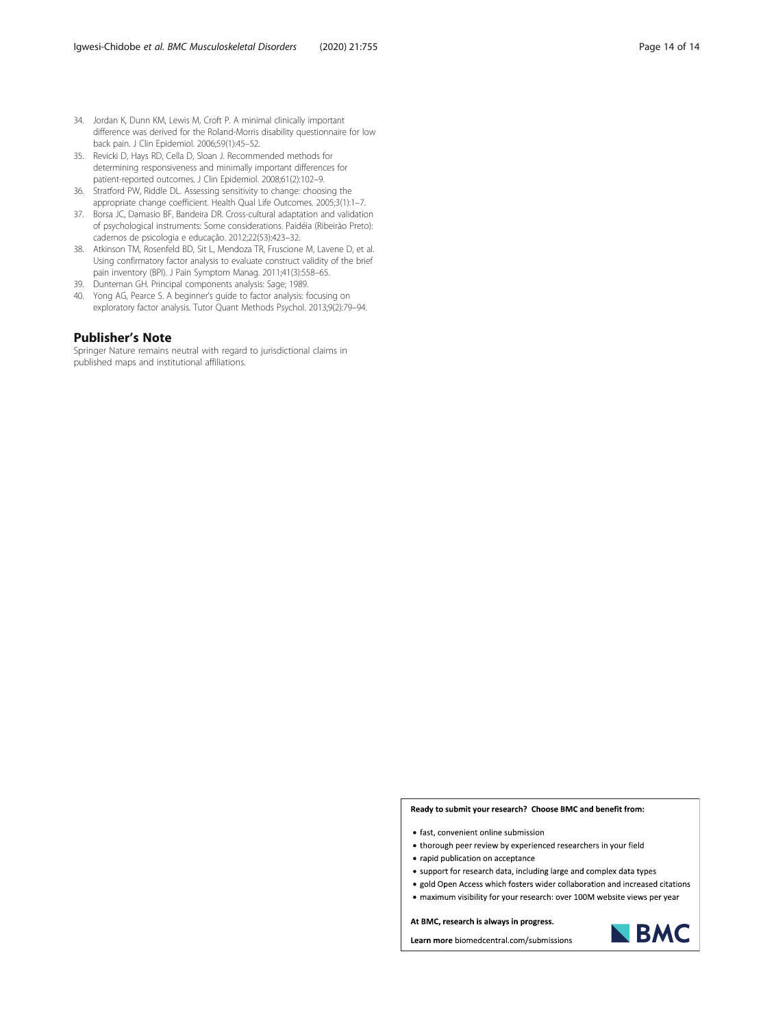34. Jordan K, Dunn KM, Lewis M, Croft P. A minimal clinically important difference was derived for the Roland-Morris disability questionnaire for low back pain. J Clin Epidemiol. 2006;59(1):45–52.
35. Revicki D, Hays RD, Cella D, Sloan J. Recommended methods for determining responsiveness and minimally important differences for patient-reported outcomes. J Clin Epidemiol. 2008;61(2):102–9.
36. Stratford PW, Riddle DL. Assessing sensitivity to change: choosing the appropriate change coefficient. Health Qual Life Outcomes. 2005;3(1):1–7.
37. Borsa JC, Damasio BF, Bandeira DR. Cross-cultural adaptation and validation of psychological instruments: Some considerations. Paidéia (Ribeirão Preto): cadernos de psicologia e educação. 2012;22(53):423–32.
38. Atkinson TM, Rosenfeld BD, Sit L, Mendoza TR, Fruscione M, Lavene D, et al. Using confirmatory factor analysis to evaluate construct validity of the brief pain inventory (BPI). J Pain Symptom Manag. 2011;41(3):558–65.
39. Dunteman GH. Principal components analysis: Sage; 1989.
40. Yong AG, Pearce S. A beginner's guide to factor analysis: focusing on exploratory factor analysis. Tutor Quant Methods Psychol. 2013;9(2):79–94.

## Publisher's Note

Springer Nature remains neutral with regard to jurisdictional claims in published maps and institutional affiliations.

**Ready to submit your research? Choose BMC and benefit from:**

- fast, convenient online submission
- thorough peer review by experienced researchers in your field
- rapid publication on acceptance
- support for research data, including large and complex data types
- gold Open Access which fosters wider collaboration and increased citations
- maximum visibility for your research: over 100M website views per year

**At BMC, research is always in progress.**

**Learn more** biomedcentral.com/submissions

BMC